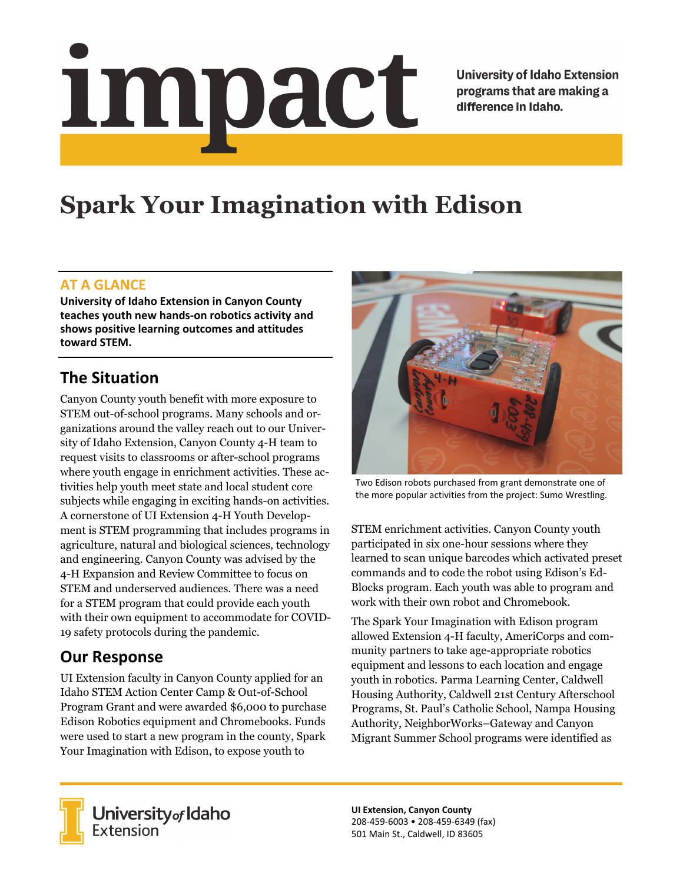# impact

University of Idaho Extension programs that are making a difference in Idaho.

# Spark Your Imagination with Edison

## AT A GLANCE

**University of Idaho Extension in Canyon County teaches youth new hands-on robotics activity and shows positive learning outcomes and attitudes toward STEM.**

## The Situation

Canyon County youth benefit with more exposure to STEM out-of-school programs. Many schools and organizations around the valley reach out to our University of Idaho Extension, Canyon County 4-H team to request visits to classrooms or after-school programs where youth engage in enrichment activities. These activities help youth meet state and local student core subjects while engaging in exciting hands-on activities. A cornerstone of UI Extension 4-H Youth Development is STEM programming that includes programs in agriculture, natural and biological sciences, technology and engineering. Canyon County was advised by the 4-H Expansion and Review Committee to focus on STEM and underserved audiences. There was a need for a STEM program that could provide each youth with their own equipment to accommodate for COVID-19 safety protocols during the pandemic.

## Our Response

UI Extension faculty in Canyon County applied for an Idaho STEM Action Center Camp & Out-of-School Program Grant and were awarded $6,000 to purchase Edison Robotics equipment and Chromebooks. Funds were used to start a new program in the county, Spark Your Imagination with Edison, to expose youth to STEM enrichment activities. Canyon County youth participated in six one-hour sessions where they learned to scan unique barcodes which activated preset commands and to code the robot using Edison's EdBlocks program. Each youth was able to program and work with their own robot and Chromebook.

Two Edison robots purchased from grant demonstrate one of the more popular activities from the project: Sumo Wrestling.

The Spark Your Imagination with Edison program allowed Extension 4-H faculty, AmeriCorps and community partners to take age-appropriate robotics equipment and lessons to each location and engage youth in robotics. Parma Learning Center, Caldwell Housing Authority, Caldwell 21st Century Afterschool Programs, St. Paul's Catholic School, Nampa Housing Authority, NeighborWorks–Gateway and Canyon Migrant Summer School programs were identified as

University of Idaho Extension

**UI Extension, Canyon County**
208-459-6003 • 208-459-6349 (fax)
501 Main St., Caldwell, ID 83605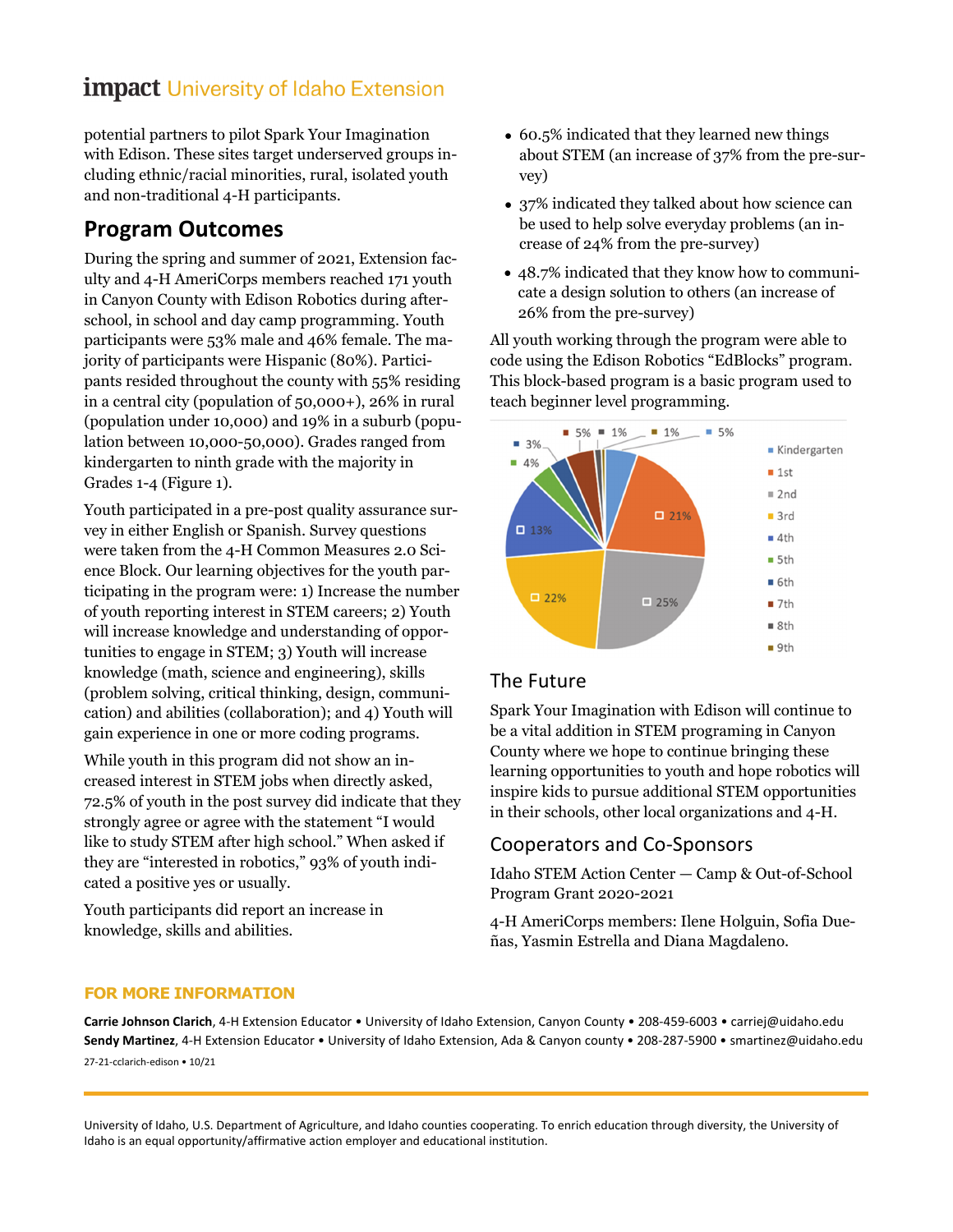potential partners to pilot Spark Your Imagination with Edison. These sites target underserved groups including ethnic/racial minorities, rural, isolated youth and non-traditional 4-H participants.

## Program Outcomes

During the spring and summer of 2021, Extension faculty and 4-H AmeriCorps members reached 171 youth in Canyon County with Edison Robotics during after-school, in school and day camp programming. Youth participants were 53% male and 46% female. The majority of participants were Hispanic (80%). Participants resided throughout the county with 55% residing in a central city (population of 50,000+), 26% in rural (population under 10,000) and 19% in a suburb (population between 10,000-50,000). Grades ranged from kindergarten to ninth grade with the majority in Grades 1-4 (Figure 1).

Youth participated in a pre-post quality assurance survey in either English or Spanish. Survey questions were taken from the 4-H Common Measures 2.0 Science Block. Our learning objectives for the youth participating in the program were: 1) Increase the number of youth reporting interest in STEM careers; 2) Youth will increase knowledge and understanding of opportunities to engage in STEM; 3) Youth will increase knowledge (math, science and engineering), skills (problem solving, critical thinking, design, communication) and abilities (collaboration); and 4) Youth will gain experience in one or more coding programs.

While youth in this program did not show an increased interest in STEM jobs when directly asked, 72.5% of youth in the post survey did indicate that they strongly agree or agree with the statement "I would like to study STEM after high school." When asked if they are "interested in robotics," 93% of youth indicated a positive yes or usually.

Youth participants did report an increase in knowledge, skills and abilities.

- 60.5% indicated that they learned new things about STEM (an increase of 37% from the pre-survey)
- 37% indicated they talked about how science can be used to help solve everyday problems (an increase of 24% from the pre-survey)
- 48.7% indicated that they know how to communicate a design solution to others (an increase of 26% from the pre-survey)

All youth working through the program were able to code using the Edison Robotics "EdBlocks" program. This block-based program is a basic program used to teach beginner level programming.

5%
21%
25%
22%
13%
4%
3%
5%
1%
1%

Kindergarten
1st
2nd
3rd
4th
5th
6th
7th
8th
9th

## The Future

Spark Your Imagination with Edison will continue to be a vital addition in STEM programing in Canyon County where we hope to continue bringing these learning opportunities to youth and hope robotics will inspire kids to pursue additional STEM opportunities in their schools, other local organizations and 4-H.

## Cooperators and Co-Sponsors

Idaho STEM Action Center — Camp & Out-of-School Program Grant 2020-2021

4-H AmeriCorps members: Ilene Holguin, Sofia Dueñas, Yasmin Estrella and Diana Magdaleno.

### FOR MORE INFORMATION

**Carrie Johnson Clarich**, 4-H Extension Educator • University of Idaho Extension, Canyon County • 208-459-6003 • carriej@uidaho.edu

**Sendy Martinez**, 4-H Extension Educator • University of Idaho Extension, Ada & Canyon county • 208-287-5900 • smartinez@uidaho.edu

27-21-cclarich-edison • 10/21

University of Idaho, U.S. Department of Agriculture, and Idaho counties cooperating. To enrich education through diversity, the University of Idaho is an equal opportunity/affirmative action employer and educational institution.